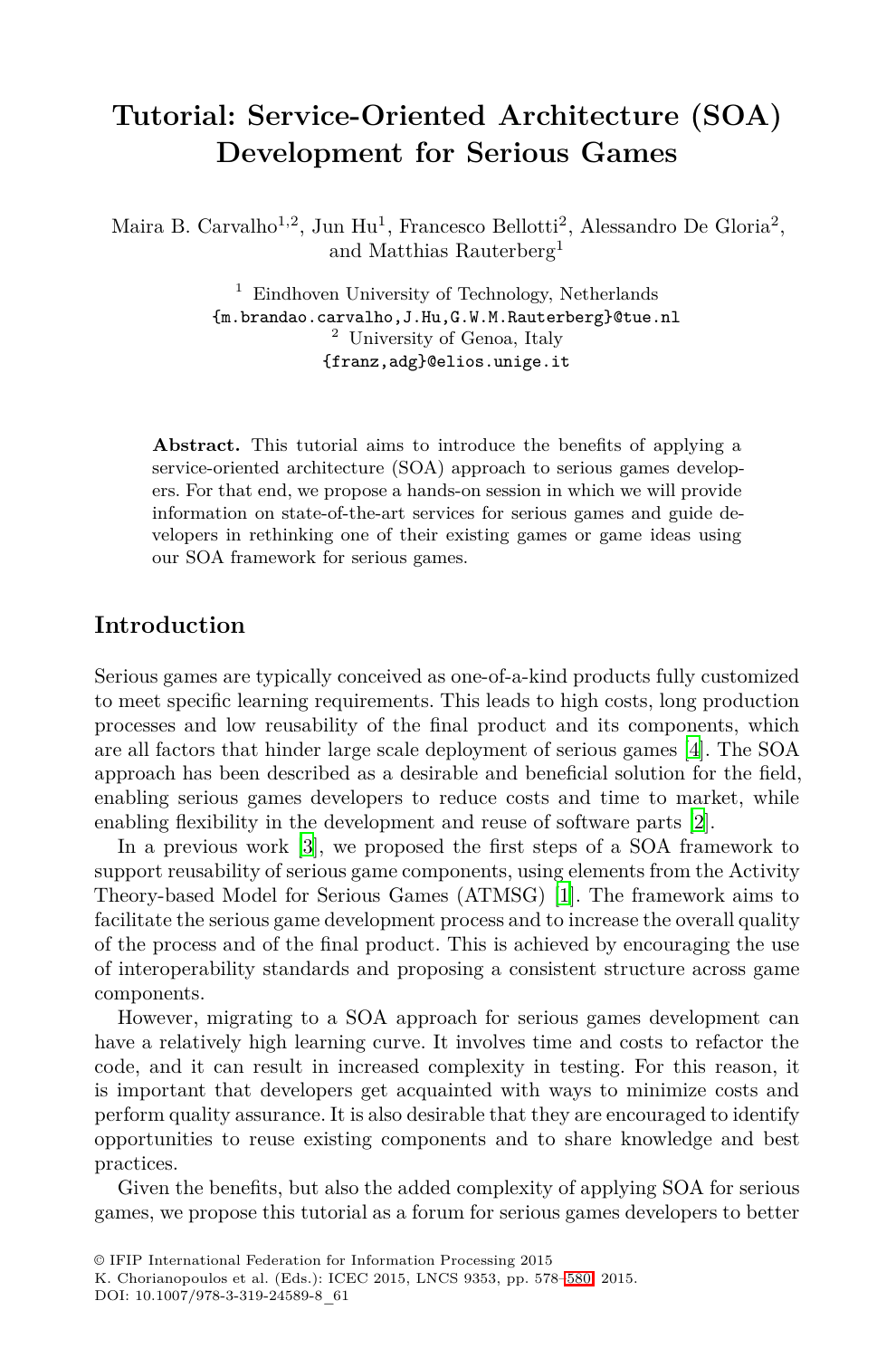# Tutorial: Service-Oriented Architecture (SOA) Development for Serious Games

Maira B. Carvalho[1,2], Jun Hu[1], Francesco Bellotti[2], Alessandro De Gloria[2], and Matthias Rauterberg[1]

[1] Eindhoven University of Technology, Netherlands
{m.brandao.carvalho,J.Hu,G.W.M.Rauterberg}@tue.nl
[2] University of Genoa, Italy
{franz,adg}@elios.unige.it

**Abstract.** This tutorial aims to introduce the benefits of applying a service-oriented architecture (SOA) approach to serious games developers. For that end, we propose a hands-on session in which we will provide information on state-of-the-art services for serious games and guide developers in rethinking one of their existing games or game ideas using our SOA framework for serious games.

## Introduction

Serious games are typically conceived as one-of-a-kind products fully customized to meet specific learning requirements. This leads to high costs, long production processes and low reusability of the final product and its components, which are all factors that hinder large scale deployment of serious games [4]. The SOA approach has been described as a desirable and beneficial solution for the field, enabling serious games developers to reduce costs and time to market, while enabling flexibility in the development and reuse of software parts [2].

In a previous work [3], we proposed the first steps of a SOA framework to support reusability of serious game components, using elements from the Activity Theory-based Model for Serious Games (ATMSG) [1]. The framework aims to facilitate the serious game development process and to increase the overall quality of the process and of the final product. This is achieved by encouraging the use of interoperability standards and proposing a consistent structure across game components.

However, migrating to a SOA approach for serious games development can have a relatively high learning curve. It involves time and costs to refactor the code, and it can result in increased complexity in testing. For this reason, it is important that developers get acquainted with ways to minimize costs and perform quality assurance. It is also desirable that they are encouraged to identify opportunities to reuse existing components and to share knowledge and best practices.

Given the benefits, but also the added complexity of applying SOA for serious games, we propose this tutorial as a forum for serious games developers to better

© IFIP International Federation for Information Processing 2015
K. Chorianopoulos et al. (Eds.): ICEC 2015, LNCS 9353, pp. 578–580, 2015.
DOI: 10.1007/978-3-319-24589-8_61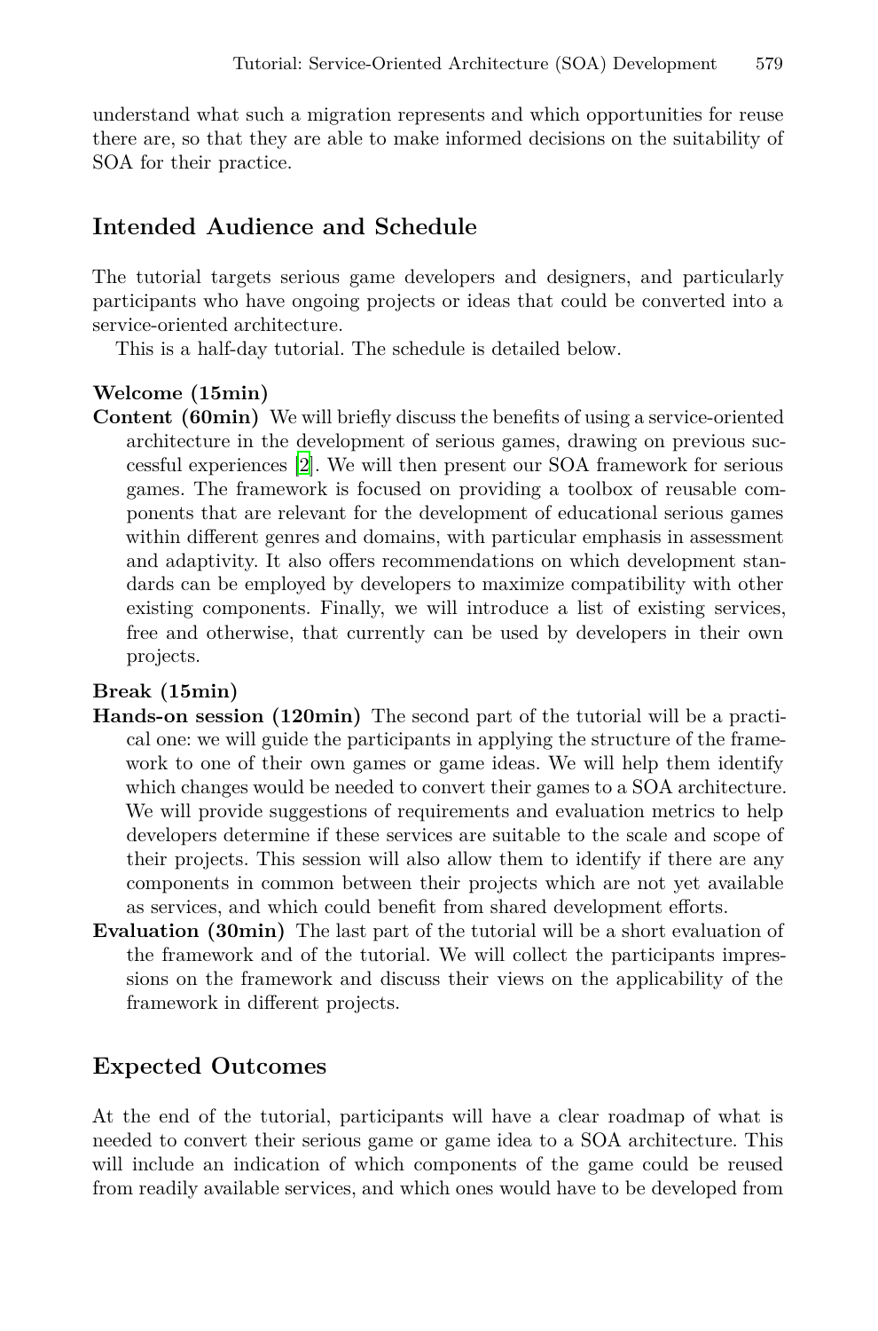understand what such a migration represents and which opportunities for reuse there are, so that they are able to make informed decisions on the suitability of SOA for their practice.

## Intended Audience and Schedule

The tutorial targets serious game developers and designers, and particularly participants who have ongoing projects or ideas that could be converted into a service-oriented architecture.

This is a half-day tutorial. The schedule is detailed below.

**Welcome (15min)**

**Content (60min)** We will briefly discuss the benefits of using a service-oriented architecture in the development of serious games, drawing on previous successful experiences [2]. We will then present our SOA framework for serious games. The framework is focused on providing a toolbox of reusable components that are relevant for the development of educational serious games within different genres and domains, with particular emphasis in assessment and adaptivity. It also offers recommendations on which development standards can be employed by developers to maximize compatibility with other existing components. Finally, we will introduce a list of existing services, free and otherwise, that currently can be used by developers in their own projects.

**Break (15min)**

**Hands-on session (120min)** The second part of the tutorial will be a practical one: we will guide the participants in applying the structure of the framework to one of their own games or game ideas. We will help them identify which changes would be needed to convert their games to a SOA architecture. We will provide suggestions of requirements and evaluation metrics to help developers determine if these services are suitable to the scale and scope of their projects. This session will also allow them to identify if there are any components in common between their projects which are not yet available as services, and which could benefit from shared development efforts.

**Evaluation (30min)** The last part of the tutorial will be a short evaluation of the framework and of the tutorial. We will collect the participants impressions on the framework and discuss their views on the applicability of the framework in different projects.

## Expected Outcomes

At the end of the tutorial, participants will have a clear roadmap of what is needed to convert their serious game or game idea to a SOA architecture. This will include an indication of which components of the game could be reused from readily available services, and which ones would have to be developed from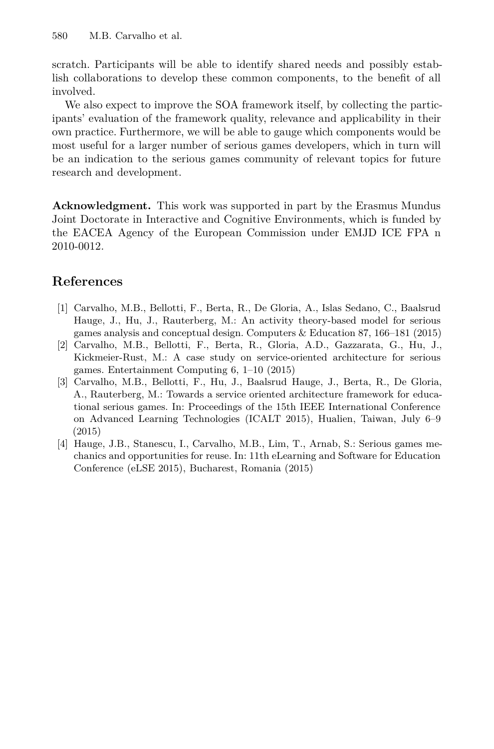scratch. Participants will be able to identify shared needs and possibly establish collaborations to develop these common components, to the benefit of all involved.

We also expect to improve the SOA framework itself, by collecting the participants' evaluation of the framework quality, relevance and applicability in their own practice. Furthermore, we will be able to gauge which components would be most useful for a larger number of serious games developers, which in turn will be an indication to the serious games community of relevant topics for future research and development.

**Acknowledgment.** This work was supported in part by the Erasmus Mundus Joint Doctorate in Interactive and Cognitive Environments, which is funded by the EACEA Agency of the European Commission under EMJD ICE FPA n 2010-0012.

## References

[1] Carvalho, M.B., Bellotti, F., Berta, R., De Gloria, A., Islas Sedano, C., Baalsrud Hauge, J., Hu, J., Rauterberg, M.: An activity theory-based model for serious games analysis and conceptual design. Computers & Education 87, 166–181 (2015)

[2] Carvalho, M.B., Bellotti, F., Berta, R., Gloria, A.D., Gazzarata, G., Hu, J., Kickmeier-Rust, M.: A case study on service-oriented architecture for serious games. Entertainment Computing 6, 1–10 (2015)

[3] Carvalho, M.B., Bellotti, F., Hu, J., Baalsrud Hauge, J., Berta, R., De Gloria, A., Rauterberg, M.: Towards a service oriented architecture framework for educational serious games. In: Proceedings of the 15th IEEE International Conference on Advanced Learning Technologies (ICALT 2015), Hualien, Taiwan, July 6–9 (2015)

[4] Hauge, J.B., Stanescu, I., Carvalho, M.B., Lim, T., Arnab, S.: Serious games mechanics and opportunities for reuse. In: 11th eLearning and Software for Education Conference (eLSE 2015), Bucharest, Romania (2015)